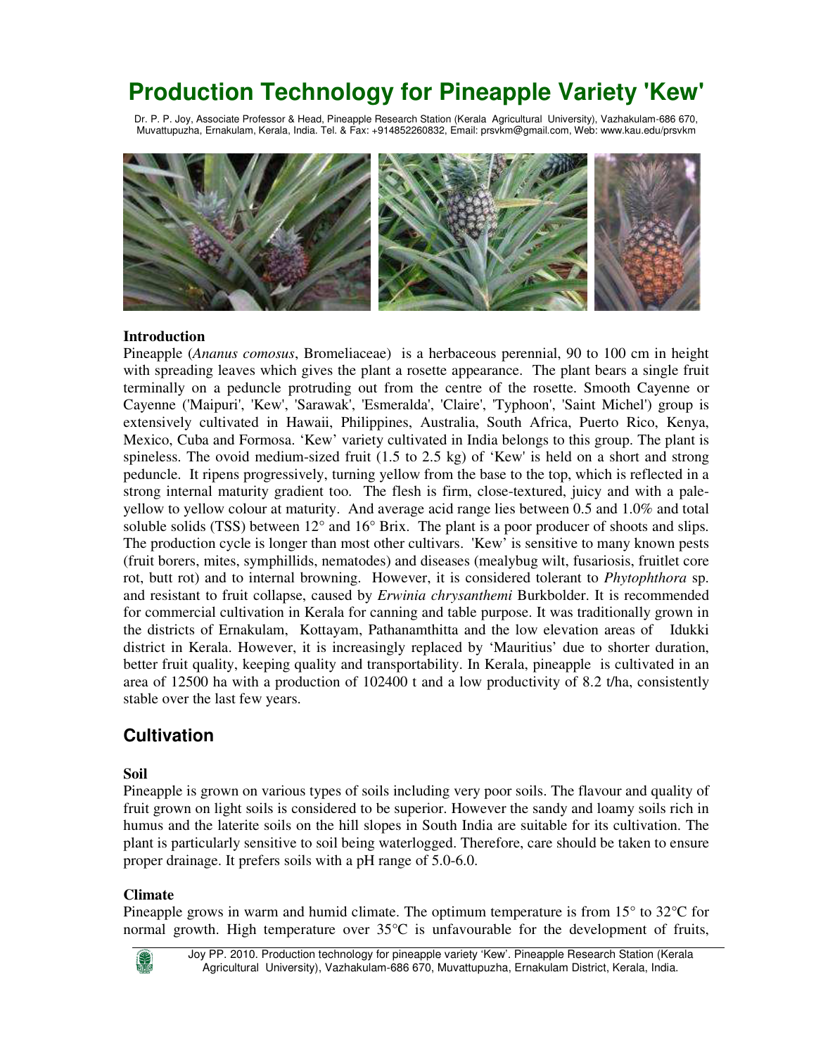# Production Technology for Pineapple Variety 'Kew'

Dr. P. P. Joy, Associate Professor & Head, Pineapple Research Station (Kerala Agricultural University), Vazhakulam-686 670, Muvattupuzha, Ernakulam, Kerala, India. Tel. & Fax: +914852260832, Email: prsvkm@gmail.com, Web: www.kau.edu/prsvkm

### Introduction

Pineapple (*Ananus comosus*, Bromeliaceae) is a herbaceous perennial, 90 to 100 cm in height with spreading leaves which gives the plant a rosette appearance. The plant bears a single fruit terminally on a peduncle protruding out from the centre of the rosette. Smooth Cayenne or Cayenne ('Maipuri', 'Kew', 'Sarawak', 'Esmeralda', 'Claire', 'Typhoon', 'Saint Michel') group is extensively cultivated in Hawaii, Philippines, Australia, South Africa, Puerto Rico, Kenya, Mexico, Cuba and Formosa. 'Kew' variety cultivated in India belongs to this group. The plant is spineless. The ovoid medium-sized fruit (1.5 to 2.5 kg) of 'Kew' is held on a short and strong peduncle. It ripens progressively, turning yellow from the base to the top, which is reflected in a strong internal maturity gradient too. The flesh is firm, close-textured, juicy and with a pale-yellow to yellow colour at maturity. And average acid range lies between 0.5 and 1.0% and total soluble solids (TSS) between 12° and 16° Brix. The plant is a poor producer of shoots and slips. The production cycle is longer than most other cultivars. 'Kew' is sensitive to many known pests (fruit borers, mites, symphillids, nematodes) and diseases (mealybug wilt, fusariosis, fruitlet core rot, butt rot) and to internal browning. However, it is considered tolerant to *Phytophthora* sp. and resistant to fruit collapse, caused by *Erwinia chrysanthemi* Burkbolder. It is recommended for commercial cultivation in Kerala for canning and table purpose. It was traditionally grown in the districts of Ernakulam, Kottayam, Pathanamthitta and the low elevation areas of Idukki district in Kerala. However, it is increasingly replaced by 'Mauritius' due to shorter duration, better fruit quality, keeping quality and transportability. In Kerala, pineapple is cultivated in an area of 12500 ha with a production of 102400 t and a low productivity of 8.2 t/ha, consistently stable over the last few years.

## Cultivation

### Soil

Pineapple is grown on various types of soils including very poor soils. The flavour and quality of fruit grown on light soils is considered to be superior. However the sandy and loamy soils rich in humus and the laterite soils on the hill slopes in South India are suitable for its cultivation. The plant is particularly sensitive to soil being waterlogged. Therefore, care should be taken to ensure proper drainage. It prefers soils with a pH range of 5.0-6.0.

### Climate

Pineapple grows in warm and humid climate. The optimum temperature is from 15° to 32°C for normal growth. High temperature over 35°C is unfavourable for the development of fruits,

Joy PP. 2010. Production technology for pineapple variety 'Kew'. Pineapple Research Station (Kerala Agricultural University), Vazhakulam-686 670, Muvattupuzha, Ernakulam District, Kerala, India.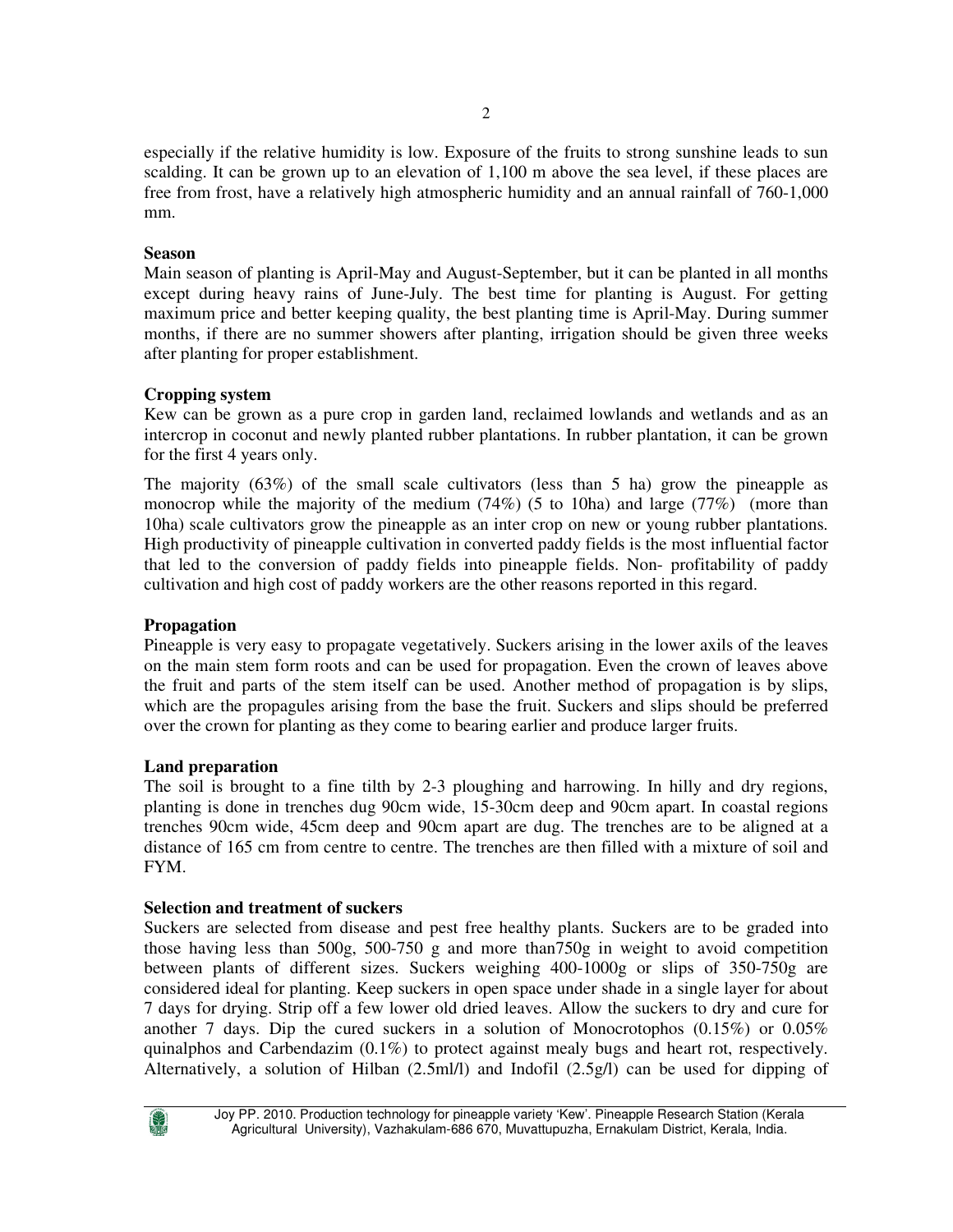especially if the relative humidity is low. Exposure of the fruits to strong sunshine leads to sun scalding. It can be grown up to an elevation of 1,100 m above the sea level, if these places are free from frost, have a relatively high atmospheric humidity and an annual rainfall of 760-1,000 mm.

**Season**

Main season of planting is April-May and August-September, but it can be planted in all months except during heavy rains of June-July. The best time for planting is August. For getting maximum price and better keeping quality, the best planting time is April-May. During summer months, if there are no summer showers after planting, irrigation should be given three weeks after planting for proper establishment.

**Cropping system**

Kew can be grown as a pure crop in garden land, reclaimed lowlands and wetlands and as an intercrop in coconut and newly planted rubber plantations. In rubber plantation, it can be grown for the first 4 years only.

The majority (63%) of the small scale cultivators (less than 5 ha) grow the pineapple as monocrop while the majority of the medium (74%) (5 to 10ha) and large (77%) (more than 10ha) scale cultivators grow the pineapple as an inter crop on new or young rubber plantations. High productivity of pineapple cultivation in converted paddy fields is the most influential factor that led to the conversion of paddy fields into pineapple fields. Non- profitability of paddy cultivation and high cost of paddy workers are the other reasons reported in this regard.

**Propagation**

Pineapple is very easy to propagate vegetatively. Suckers arising in the lower axils of the leaves on the main stem form roots and can be used for propagation. Even the crown of leaves above the fruit and parts of the stem itself can be used. Another method of propagation is by slips, which are the propagules arising from the base the fruit. Suckers and slips should be preferred over the crown for planting as they come to bearing earlier and produce larger fruits.

**Land preparation**

The soil is brought to a fine tilth by 2-3 ploughing and harrowing. In hilly and dry regions, planting is done in trenches dug 90cm wide, 15-30cm deep and 90cm apart. In coastal regions trenches 90cm wide, 45cm deep and 90cm apart are dug. The trenches are to be aligned at a distance of 165 cm from centre to centre. The trenches are then filled with a mixture of soil and FYM.

**Selection and treatment of suckers**

Suckers are selected from disease and pest free healthy plants. Suckers are to be graded into those having less than 500g, 500-750 g and more than750g in weight to avoid competition between plants of different sizes. Suckers weighing 400-1000g or slips of 350-750g are considered ideal for planting. Keep suckers in open space under shade in a single layer for about 7 days for drying. Strip off a few lower old dried leaves. Allow the suckers to dry and cure for another 7 days. Dip the cured suckers in a solution of Monocrotophos (0.15%) or 0.05% quinalphos and Carbendazim (0.1%) to protect against mealy bugs and heart rot, respectively. Alternatively, a solution of Hilban (2.5ml/l) and Indofil (2.5g/l) can be used for dipping of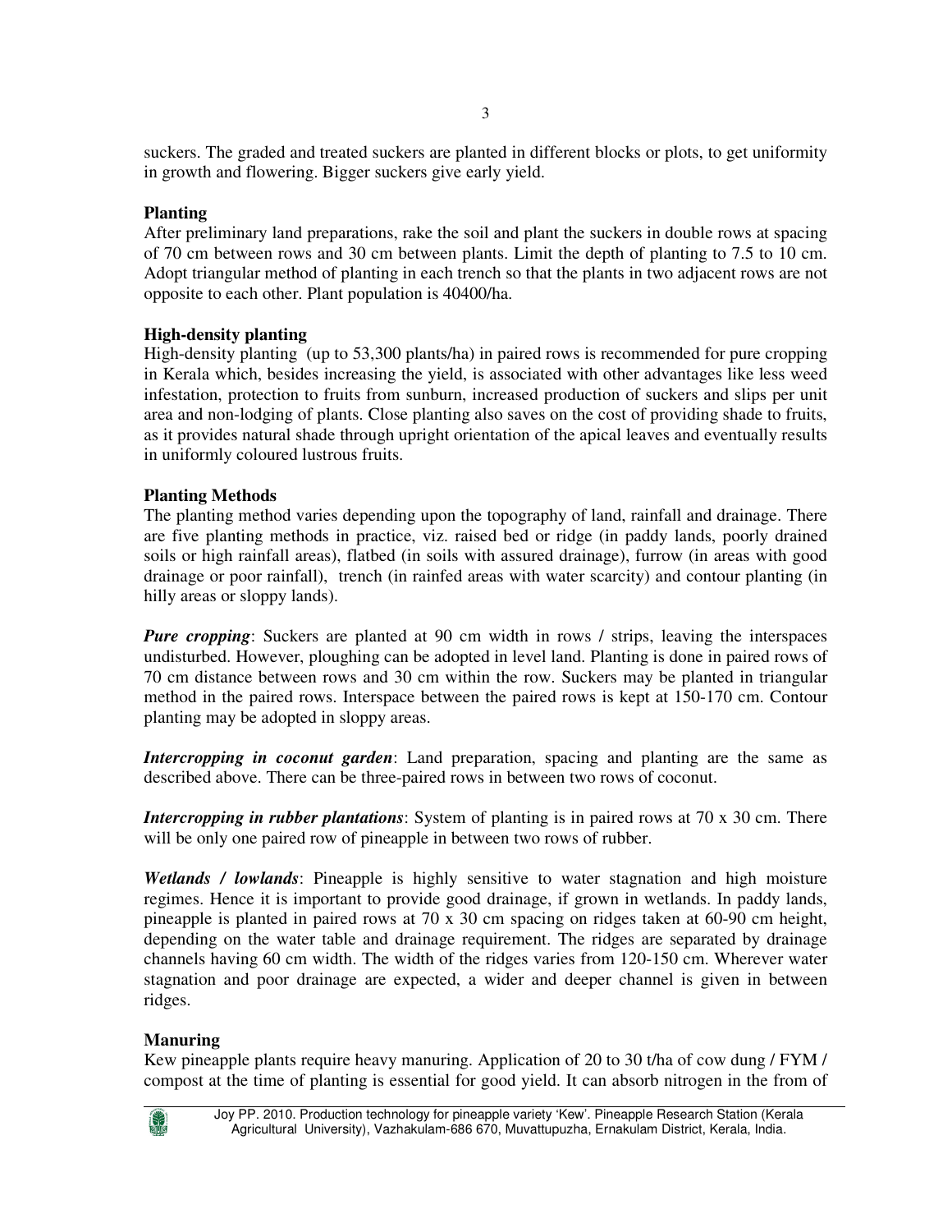suckers. The graded and treated suckers are planted in different blocks or plots, to get uniformity in growth and flowering. Bigger suckers give early yield.

### Planting

After preliminary land preparations, rake the soil and plant the suckers in double rows at spacing of 70 cm between rows and 30 cm between plants. Limit the depth of planting to 7.5 to 10 cm. Adopt triangular method of planting in each trench so that the plants in two adjacent rows are not opposite to each other. Plant population is 40400/ha.

### High-density planting

High-density planting (up to 53,300 plants/ha) in paired rows is recommended for pure cropping in Kerala which, besides increasing the yield, is associated with other advantages like less weed infestation, protection to fruits from sunburn, increased production of suckers and slips per unit area and non-lodging of plants. Close planting also saves on the cost of providing shade to fruits, as it provides natural shade through upright orientation of the apical leaves and eventually results in uniformly coloured lustrous fruits.

### Planting Methods

The planting method varies depending upon the topography of land, rainfall and drainage. There are five planting methods in practice, viz. raised bed or ridge (in paddy lands, poorly drained soils or high rainfall areas), flatbed (in soils with assured drainage), furrow (in areas with good drainage or poor rainfall), trench (in rainfed areas with water scarcity) and contour planting (in hilly areas or sloppy lands).

***Pure cropping***: Suckers are planted at 90 cm width in rows / strips, leaving the interspaces undisturbed. However, ploughing can be adopted in level land. Planting is done in paired rows of 70 cm distance between rows and 30 cm within the row. Suckers may be planted in triangular method in the paired rows. Interspace between the paired rows is kept at 150-170 cm. Contour planting may be adopted in sloppy areas.

***Intercropping in coconut garden***: Land preparation, spacing and planting are the same as described above. There can be three-paired rows in between two rows of coconut.

***Intercropping in rubber plantations***: System of planting is in paired rows at 70 x 30 cm. There will be only one paired row of pineapple in between two rows of rubber.

***Wetlands / lowlands***: Pineapple is highly sensitive to water stagnation and high moisture regimes. Hence it is important to provide good drainage, if grown in wetlands. In paddy lands, pineapple is planted in paired rows at 70 x 30 cm spacing on ridges taken at 60-90 cm height, depending on the water table and drainage requirement. The ridges are separated by drainage channels having 60 cm width. The width of the ridges varies from 120-150 cm. Wherever water stagnation and poor drainage are expected, a wider and deeper channel is given in between ridges.

### Manuring

Kew pineapple plants require heavy manuring. Application of 20 to 30 t/ha of cow dung / FYM / compost at the time of planting is essential for good yield. It can absorb nitrogen in the from of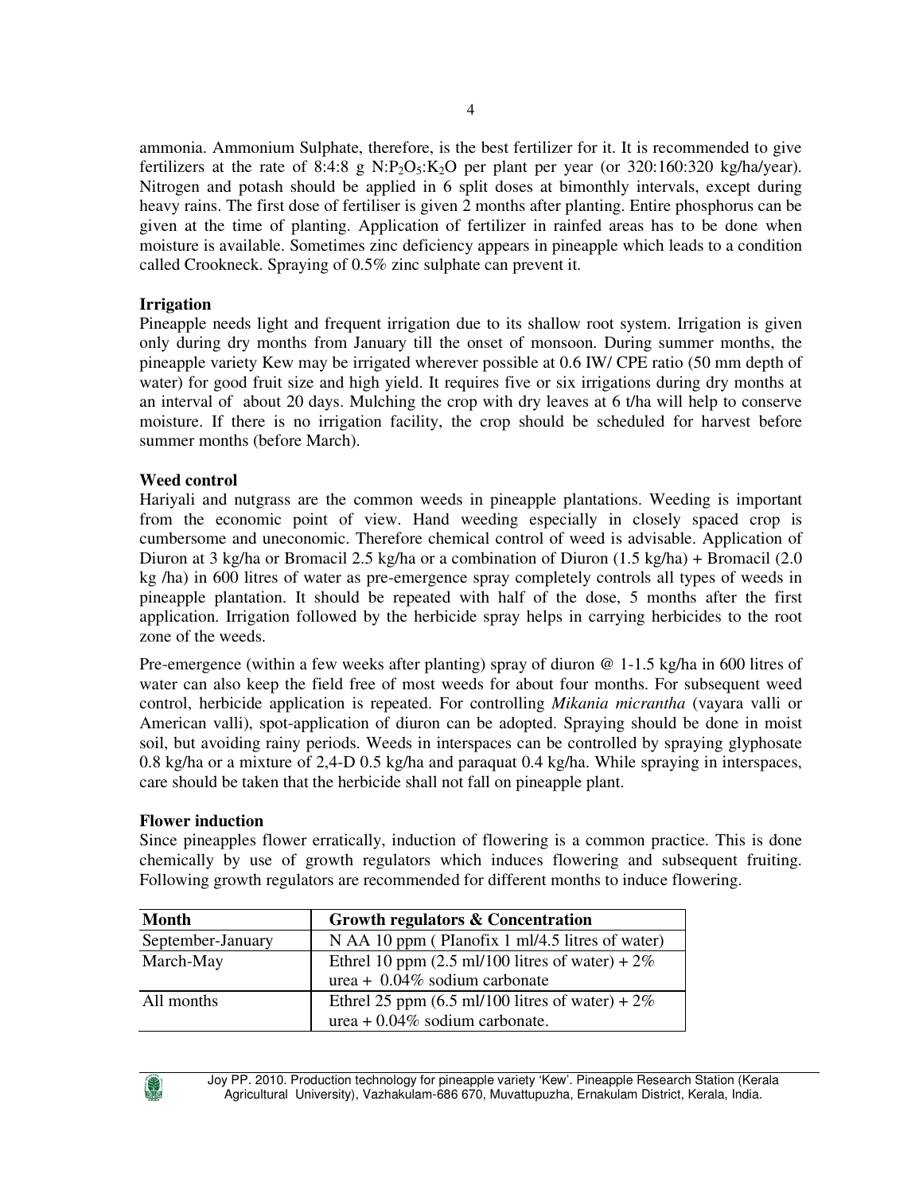ammonia. Ammonium Sulphate, therefore, is the best fertilizer for it. It is recommended to give fertilizers at the rate of 8:4:8 g $N:P_2O_5:K_2O$ per plant per year (or 320:160:320 kg/ha/year). Nitrogen and potash should be applied in 6 split doses at bimonthly intervals, except during heavy rains. The first dose of fertiliser is given 2 months after planting. Entire phosphorus can be given at the time of planting. Application of fertilizer in rainfed areas has to be done when moisture is available. Sometimes zinc deficiency appears in pineapple which leads to a condition called Crookneck. Spraying of 0.5% zinc sulphate can prevent it.

**Irrigation**

Pineapple needs light and frequent irrigation due to its shallow root system. Irrigation is given only during dry months from January till the onset of monsoon. During summer months, the pineapple variety Kew may be irrigated wherever possible at 0.6 IW/ CPE ratio (50 mm depth of water) for good fruit size and high yield. It requires five or six irrigations during dry months at an interval of about 20 days. Mulching the crop with dry leaves at 6 t/ha will help to conserve moisture. If there is no irrigation facility, the crop should be scheduled for harvest before summer months (before March).

**Weed control**

Hariyali and nutgrass are the common weeds in pineapple plantations. Weeding is important from the economic point of view. Hand weeding especially in closely spaced crop is cumbersome and uneconomic. Therefore chemical control of weed is advisable. Application of Diuron at 3 kg/ha or Bromacil 2.5 kg/ha or a combination of Diuron (1.5 kg/ha) + Bromacil (2.0 kg /ha) in 600 litres of water as pre-emergence spray completely controls all types of weeds in pineapple plantation. It should be repeated with half of the dose, 5 months after the first application. Irrigation followed by the herbicide spray helps in carrying herbicides to the root zone of the weeds.

Pre-emergence (within a few weeks after planting) spray of diuron @ 1-1.5 kg/ha in 600 litres of water can also keep the field free of most weeds for about four months. For subsequent weed control, herbicide application is repeated. For controlling *Mikania micrantha* (vayara valli or American valli), spot-application of diuron can be adopted. Spraying should be done in moist soil, but avoiding rainy periods. Weeds in interspaces can be controlled by spraying glyphosate 0.8 kg/ha or a mixture of 2,4-D 0.5 kg/ha and paraquat 0.4 kg/ha. While spraying in interspaces, care should be taken that the herbicide shall not fall on pineapple plant.

**Flower induction**

Since pineapples flower erratically, induction of flowering is a common practice. This is done chemically by use of growth regulators which induces flowering and subsequent fruiting. Following growth regulators are recommended for different months to induce flowering.

| Month | Growth regulators & Concentration |
|---|---|
| September-January | N AA 10 ppm ( PIanofix 1 ml/4.5 litres of water) |
| March-May | Ethrel 10 ppm (2.5 ml/100 litres of water) + 2% urea + 0.04% sodium carbonate |
| All months | Ethrel 25 ppm (6.5 ml/100 litres of water) + 2% urea + 0.04% sodium carbonate. |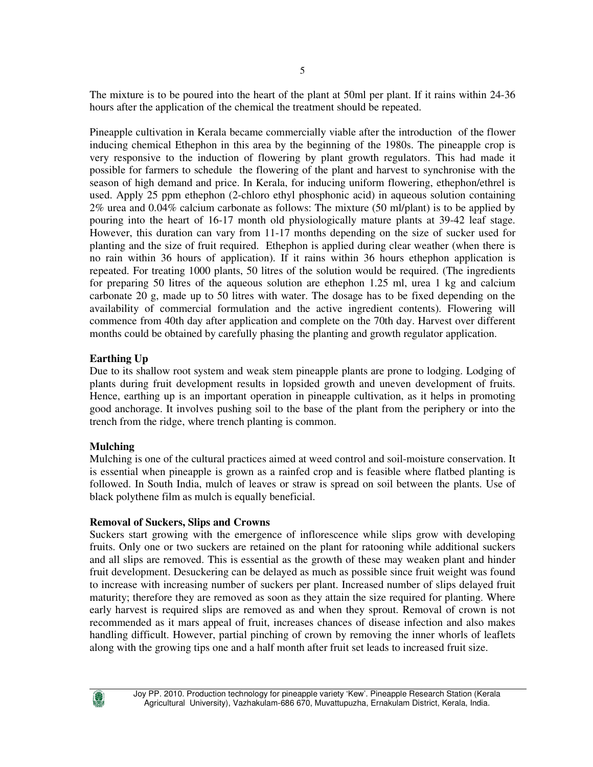The mixture is to be poured into the heart of the plant at 50ml per plant. If it rains within 24-36 hours after the application of the chemical the treatment should be repeated.

Pineapple cultivation in Kerala became commercially viable after the introduction of the flower inducing chemical Ethephon in this area by the beginning of the 1980s. The pineapple crop is very responsive to the induction of flowering by plant growth regulators. This had made it possible for farmers to schedule the flowering of the plant and harvest to synchronise with the season of high demand and price. In Kerala, for inducing uniform flowering, ethephon/ethrel is used. Apply 25 ppm ethephon (2-chloro ethyl phosphonic acid) in aqueous solution containing 2% urea and 0.04% calcium carbonate as follows: The mixture (50 ml/plant) is to be applied by pouring into the heart of 16-17 month old physiologically mature plants at 39-42 leaf stage. However, this duration can vary from 11-17 months depending on the size of sucker used for planting and the size of fruit required. Ethephon is applied during clear weather (when there is no rain within 36 hours of application). If it rains within 36 hours ethephon application is repeated. For treating 1000 plants, 50 litres of the solution would be required. (The ingredients for preparing 50 litres of the aqueous solution are ethephon 1.25 ml, urea 1 kg and calcium carbonate 20 g, made up to 50 litres with water. The dosage has to be fixed depending on the availability of commercial formulation and the active ingredient contents). Flowering will commence from 40th day after application and complete on the 70th day. Harvest over different months could be obtained by carefully phasing the planting and growth regulator application.

**Earthing Up**

Due to its shallow root system and weak stem pineapple plants are prone to lodging. Lodging of plants during fruit development results in lopsided growth and uneven development of fruits. Hence, earthing up is an important operation in pineapple cultivation, as it helps in promoting good anchorage. It involves pushing soil to the base of the plant from the periphery or into the trench from the ridge, where trench planting is common.

**Mulching**

Mulching is one of the cultural practices aimed at weed control and soil-moisture conservation. It is essential when pineapple is grown as a rainfed crop and is feasible where flatbed planting is followed. In South India, mulch of leaves or straw is spread on soil between the plants. Use of black polythene film as mulch is equally beneficial.

**Removal of Suckers, Slips and Crowns**

Suckers start growing with the emergence of inflorescence while slips grow with developing fruits. Only one or two suckers are retained on the plant for ratooning while additional suckers and all slips are removed. This is essential as the growth of these may weaken plant and hinder fruit development. Desuckering can be delayed as much as possible since fruit weight was found to increase with increasing number of suckers per plant. Increased number of slips delayed fruit maturity; therefore they are removed as soon as they attain the size required for planting. Where early harvest is required slips are removed as and when they sprout. Removal of crown is not recommended as it mars appeal of fruit, increases chances of disease infection and also makes handling difficult. However, partial pinching of crown by removing the inner whorls of leaflets along with the growing tips one and a half month after fruit set leads to increased fruit size.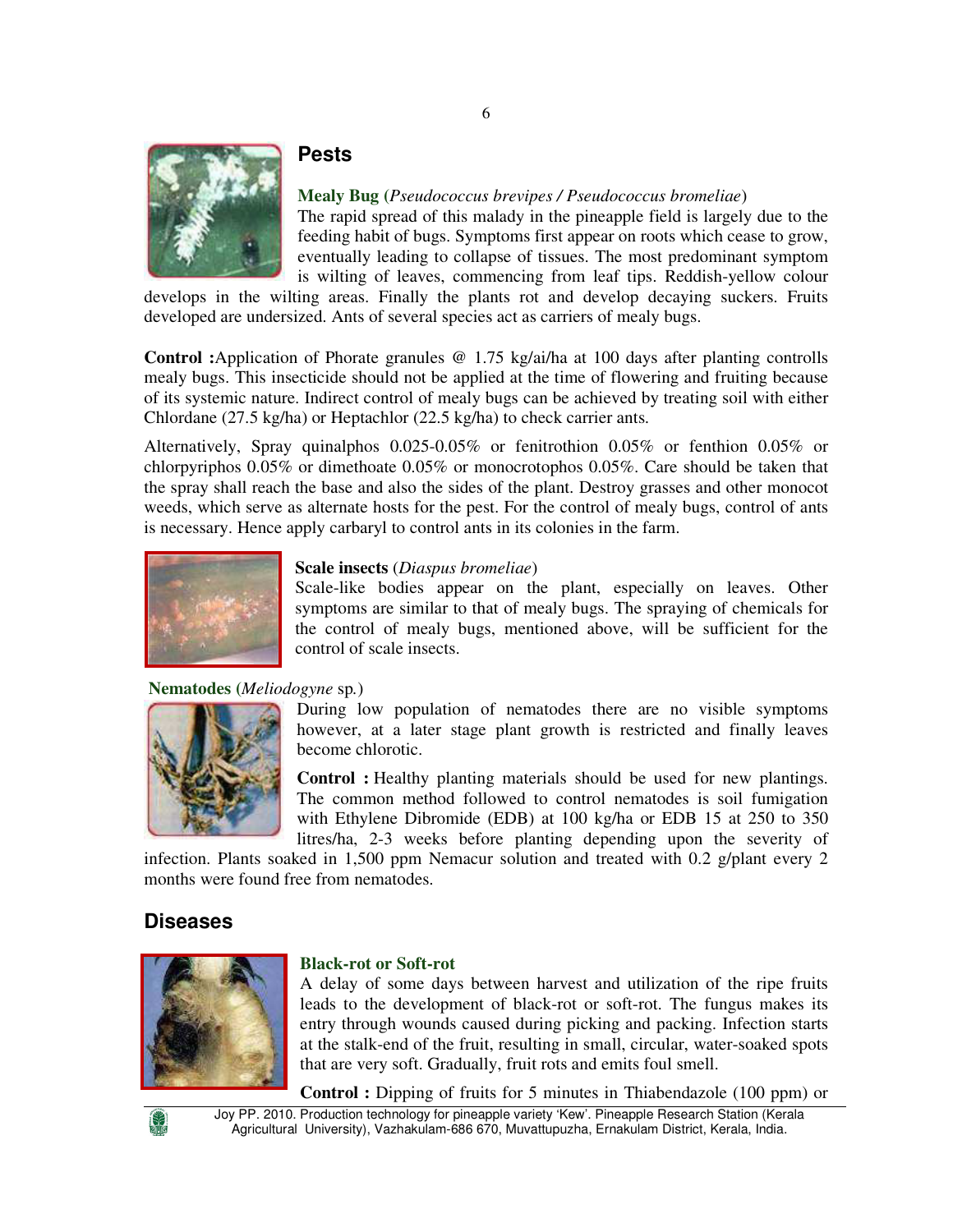## Pests

**Mealy Bug (*Pseudococcus brevipes / Pseudococcus bromeliae*)**

The rapid spread of this malady in the pineapple field is largely due to the feeding habit of bugs. Symptoms first appear on roots which cease to grow, eventually leading to collapse of tissues. The most predominant symptom is wilting of leaves, commencing from leaf tips. Reddish-yellow colour develops in the wilting areas. Finally the plants rot and develop decaying suckers. Fruits developed are undersized. Ants of several species act as carriers of mealy bugs.

**Control :**Application of Phorate granules @ 1.75 kg/ai/ha at 100 days after planting controlls mealy bugs. This insecticide should not be applied at the time of flowering and fruiting because of its systemic nature. Indirect control of mealy bugs can be achieved by treating soil with either Chlordane (27.5 kg/ha) or Heptachlor (22.5 kg/ha) to check carrier ants.

Alternatively, Spray quinalphos 0.025-0.05% or fenitrothion 0.05% or fenthion 0.05% or chlorpyriphos 0.05% or dimethoate 0.05% or monocrotophos 0.05%. Care should be taken that the spray shall reach the base and also the sides of the plant. Destroy grasses and other monocot weeds, which serve as alternate hosts for the pest. For the control of mealy bugs, control of ants is necessary. Hence apply carbaryl to control ants in its colonies in the farm.

**Scale insects** (*Diaspus bromeliae*)

Scale-like bodies appear on the plant, especially on leaves. Other symptoms are similar to that of mealy bugs. The spraying of chemicals for the control of mealy bugs, mentioned above, will be sufficient for the control of scale insects.

**Nematodes (*Meliodogyne* sp.)**

During low population of nematodes there are no visible symptoms however, at a later stage plant growth is restricted and finally leaves become chlorotic.

**Control :** Healthy planting materials should be used for new plantings. The common method followed to control nematodes is soil fumigation with Ethylene Dibromide (EDB) at 100 kg/ha or EDB 15 at 250 to 350 litres/ha, 2-3 weeks before planting depending upon the severity of infection. Plants soaked in 1,500 ppm Nemacur solution and treated with 0.2 g/plant every 2 months were found free from nematodes.

## Diseases

**Black-rot or Soft-rot**

A delay of some days between harvest and utilization of the ripe fruits leads to the development of black-rot or soft-rot. The fungus makes its entry through wounds caused during picking and packing. Infection starts at the stalk-end of the fruit, resulting in small, circular, water-soaked spots that are very soft. Gradually, fruit rots and emits foul smell.

**Control :** Dipping of fruits for 5 minutes in Thiabendazole (100 ppm) or

Joy PP. 2010. Production technology for pineapple variety 'Kew'. Pineapple Research Station (Kerala Agricultural University), Vazhakulam-686 670, Muvattupuzha, Ernakulam District, Kerala, India.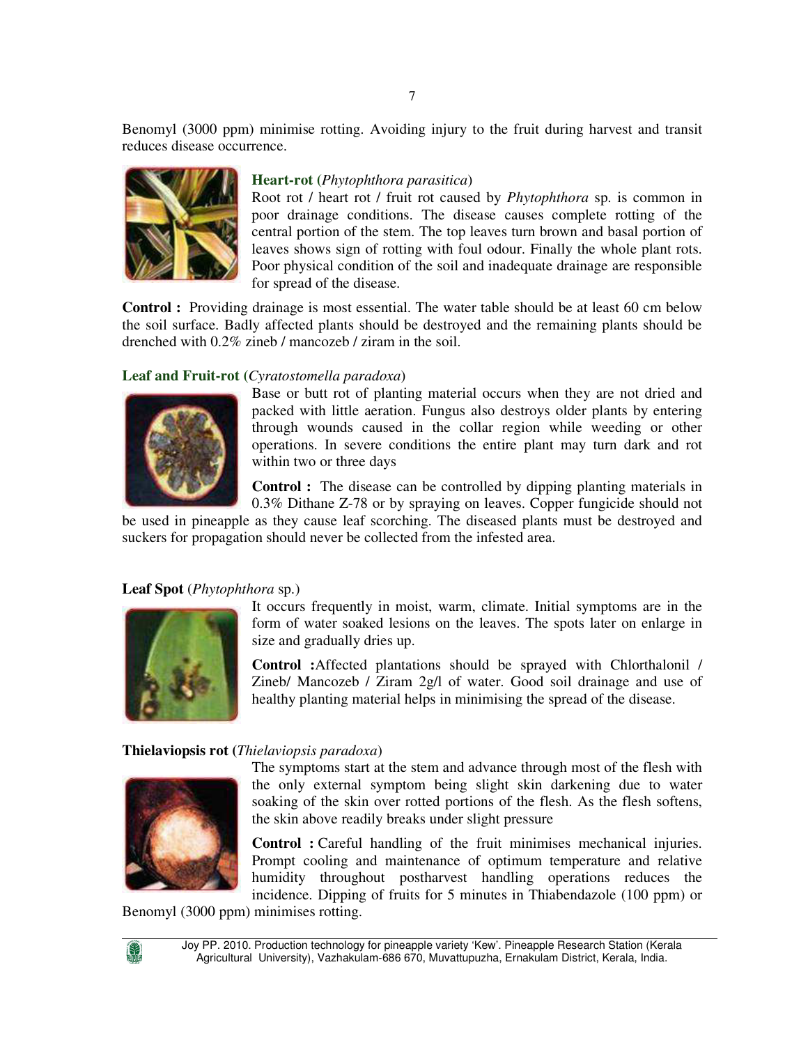Benomyl (3000 ppm) minimise rotting. Avoiding injury to the fruit during harvest and transit reduces disease occurrence.

**Heart-rot** (*Phytophthora parasitica*)

Root rot / heart rot / fruit rot caused by *Phytophthora* sp. is common in poor drainage conditions. The disease causes complete rotting of the central portion of the stem. The top leaves turn brown and basal portion of leaves shows sign of rotting with foul odour. Finally the whole plant rots. Poor physical condition of the soil and inadequate drainage are responsible for spread of the disease.

**Control :** Providing drainage is most essential. The water table should be at least 60 cm below the soil surface. Badly affected plants should be destroyed and the remaining plants should be drenched with 0.2% zineb / mancozeb / ziram in the soil.

**Leaf and Fruit-rot** (*Cyratostomella paradoxa*)

Base or butt rot of planting material occurs when they are not dried and packed with little aeration. Fungus also destroys older plants by entering through wounds caused in the collar region while weeding or other operations. In severe conditions the entire plant may turn dark and rot within two or three days

**Control :** The disease can be controlled by dipping planting materials in 0.3% Dithane Z-78 or by spraying on leaves. Copper fungicide should not be used in pineapple as they cause leaf scorching. The diseased plants must be destroyed and suckers for propagation should never be collected from the infested area.

**Leaf Spot** (*Phytophthora* sp.)

It occurs frequently in moist, warm, climate. Initial symptoms are in the form of water soaked lesions on the leaves. The spots later on enlarge in size and gradually dries up.

**Control :** Affected plantations should be sprayed with Chlorthalonil / Zineb/ Mancozeb / Ziram 2g/l of water. Good soil drainage and use of healthy planting material helps in minimising the spread of the disease.

**Thielaviopsis rot** (*Thielaviopsis paradoxa*)

The symptoms start at the stem and advance through most of the flesh with the only external symptom being slight skin darkening due to water soaking of the skin over rotted portions of the flesh. As the flesh softens, the skin above readily breaks under slight pressure

**Control :** Careful handling of the fruit minimises mechanical injuries. Prompt cooling and maintenance of optimum temperature and relative humidity throughout postharvest handling operations reduces the incidence. Dipping of fruits for 5 minutes in Thiabendazole (100 ppm) or Benomyl (3000 ppm) minimises rotting.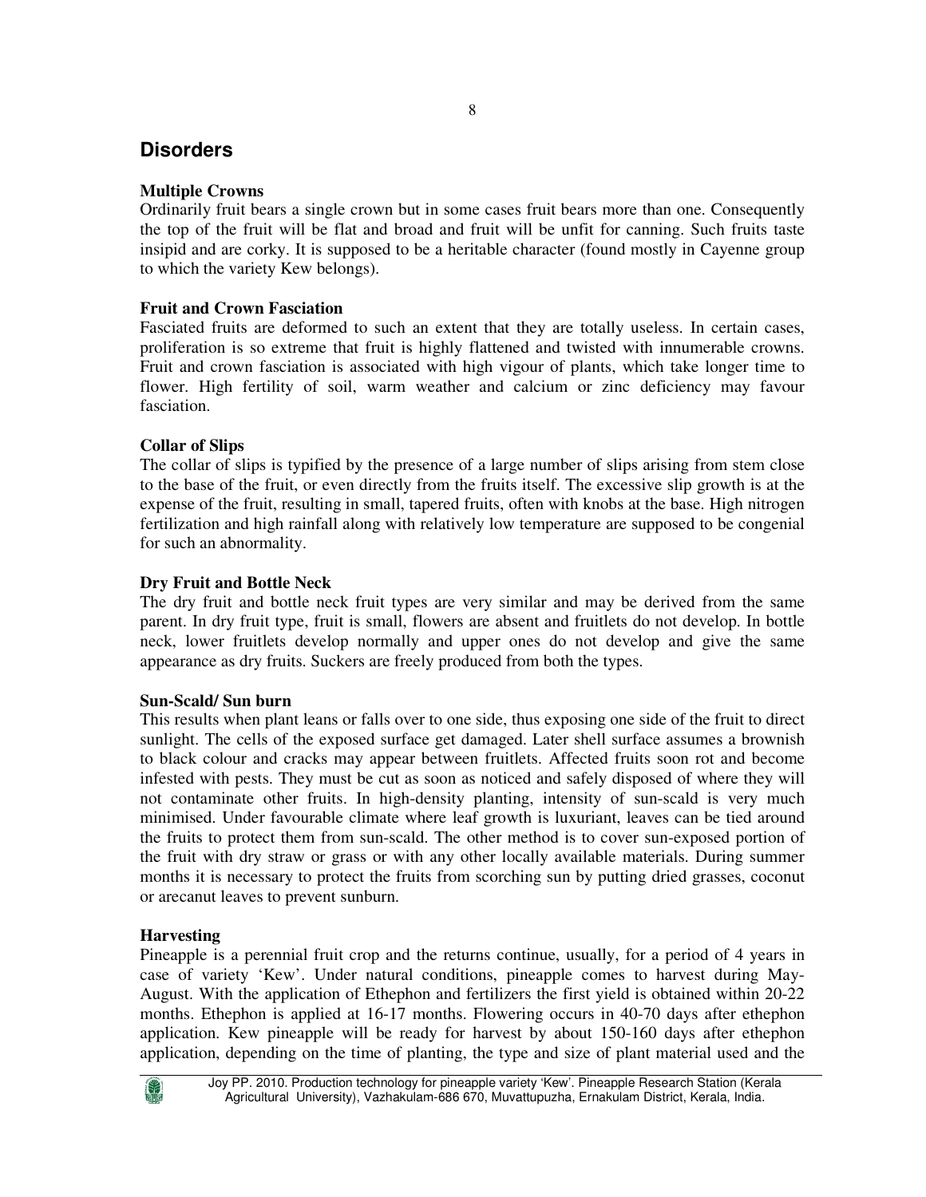## Disorders

### Multiple Crowns

Ordinarily fruit bears a single crown but in some cases fruit bears more than one. Consequently the top of the fruit will be flat and broad and fruit will be unfit for canning. Such fruits taste insipid and are corky. It is supposed to be a heritable character (found mostly in Cayenne group to which the variety Kew belongs).

### Fruit and Crown Fasciation

Fasciated fruits are deformed to such an extent that they are totally useless. In certain cases, proliferation is so extreme that fruit is highly flattened and twisted with innumerable crowns. Fruit and crown fasciation is associated with high vigour of plants, which take longer time to flower. High fertility of soil, warm weather and calcium or zinc deficiency may favour fasciation.

### Collar of Slips

The collar of slips is typified by the presence of a large number of slips arising from stem close to the base of the fruit, or even directly from the fruits itself. The excessive slip growth is at the expense of the fruit, resulting in small, tapered fruits, often with knobs at the base. High nitrogen fertilization and high rainfall along with relatively low temperature are supposed to be congenial for such an abnormality.

### Dry Fruit and Bottle Neck

The dry fruit and bottle neck fruit types are very similar and may be derived from the same parent. In dry fruit type, fruit is small, flowers are absent and fruitlets do not develop. In bottle neck, lower fruitlets develop normally and upper ones do not develop and give the same appearance as dry fruits. Suckers are freely produced from both the types.

### Sun-Scald/ Sun burn

This results when plant leans or falls over to one side, thus exposing one side of the fruit to direct sunlight. The cells of the exposed surface get damaged. Later shell surface assumes a brownish to black colour and cracks may appear between fruitlets. Affected fruits soon rot and become infested with pests. They must be cut as soon as noticed and safely disposed of where they will not contaminate other fruits. In high-density planting, intensity of sun-scald is very much minimised. Under favourable climate where leaf growth is luxuriant, leaves can be tied around the fruits to protect them from sun-scald. The other method is to cover sun-exposed portion of the fruit with dry straw or grass or with any other locally available materials. During summer months it is necessary to protect the fruits from scorching sun by putting dried grasses, coconut or arecanut leaves to prevent sunburn.

### Harvesting

Pineapple is a perennial fruit crop and the returns continue, usually, for a period of 4 years in case of variety 'Kew'. Under natural conditions, pineapple comes to harvest during May-August. With the application of Ethephon and fertilizers the first yield is obtained within 20-22 months. Ethephon is applied at 16-17 months. Flowering occurs in 40-70 days after ethephon application. Kew pineapple will be ready for harvest by about 150-160 days after ethephon application, depending on the time of planting, the type and size of plant material used and the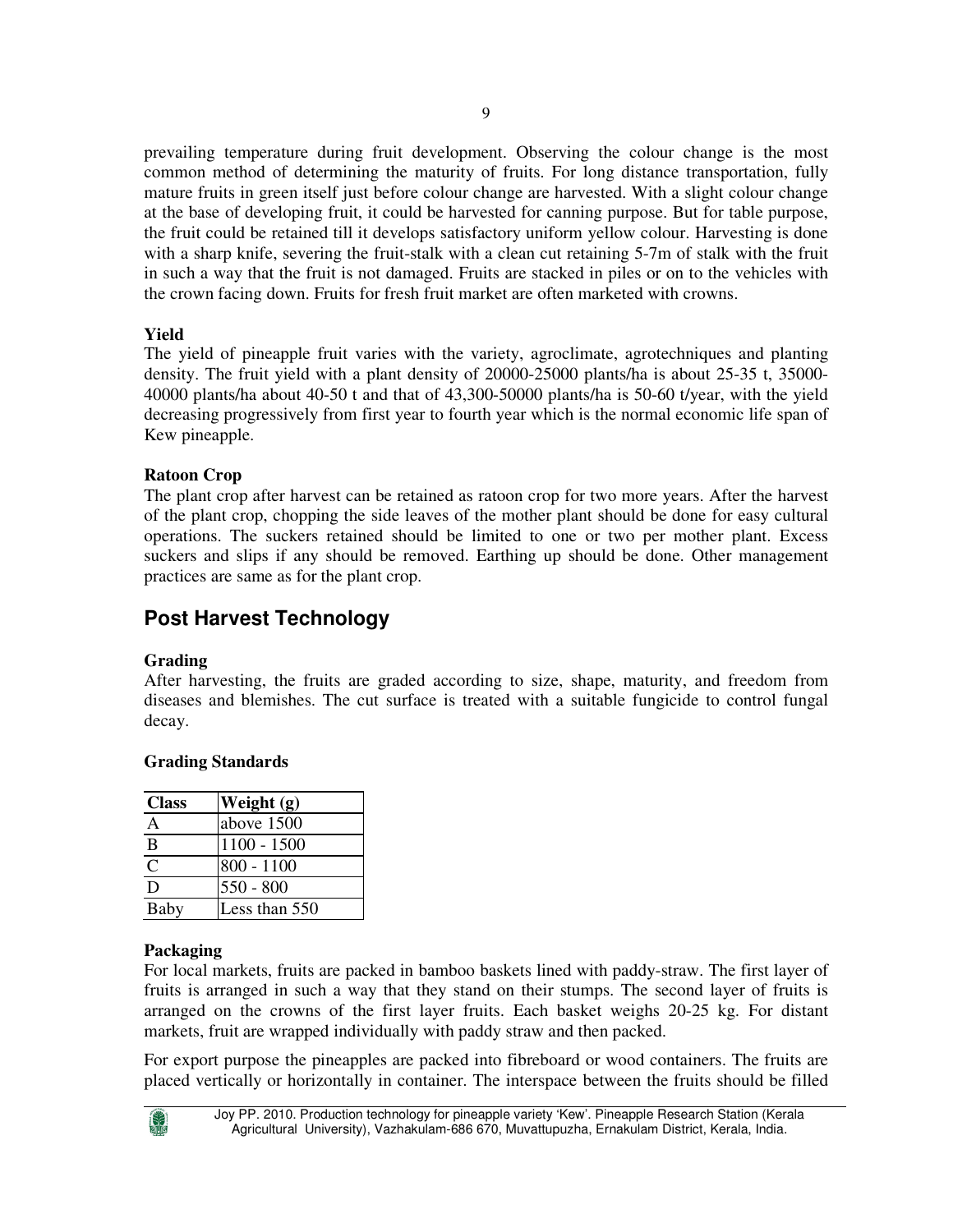prevailing temperature during fruit development. Observing the colour change is the most common method of determining the maturity of fruits. For long distance transportation, fully mature fruits in green itself just before colour change are harvested. With a slight colour change at the base of developing fruit, it could be harvested for canning purpose. But for table purpose, the fruit could be retained till it develops satisfactory uniform yellow colour. Harvesting is done with a sharp knife, severing the fruit-stalk with a clean cut retaining 5-7m of stalk with the fruit in such a way that the fruit is not damaged. Fruits are stacked in piles or on to the vehicles with the crown facing down. Fruits for fresh fruit market are often marketed with crowns.

**Yield**

The yield of pineapple fruit varies with the variety, agroclimate, agrotechniques and planting density. The fruit yield with a plant density of 20000-25000 plants/ha is about 25-35 t, 35000-40000 plants/ha about 40-50 t and that of 43,300-50000 plants/ha is 50-60 t/year, with the yield decreasing progressively from first year to fourth year which is the normal economic life span of Kew pineapple.

**Ratoon Crop**

The plant crop after harvest can be retained as ratoon crop for two more years. After the harvest of the plant crop, chopping the side leaves of the mother plant should be done for easy cultural operations. The suckers retained should be limited to one or two per mother plant. Excess suckers and slips if any should be removed. Earthing up should be done. Other management practices are same as for the plant crop.

## Post Harvest Technology

**Grading**

After harvesting, the fruits are graded according to size, shape, maturity, and freedom from diseases and blemishes. The cut surface is treated with a suitable fungicide to control fungal decay.

**Grading Standards**

| Class | Weight (g) |
|---|---|
| A | above 1500 |
| B | 1100 - 1500 |
| C | 800 - 1100 |
| D | 550 - 800 |
| Baby | Less than 550 |

**Packaging**

For local markets, fruits are packed in bamboo baskets lined with paddy-straw. The first layer of fruits is arranged in such a way that they stand on their stumps. The second layer of fruits is arranged on the crowns of the first layer fruits. Each basket weighs 20-25 kg. For distant markets, fruit are wrapped individually with paddy straw and then packed.

For export purpose the pineapples are packed into fibreboard or wood containers. The fruits are placed vertically or horizontally in container. The interspace between the fruits should be filled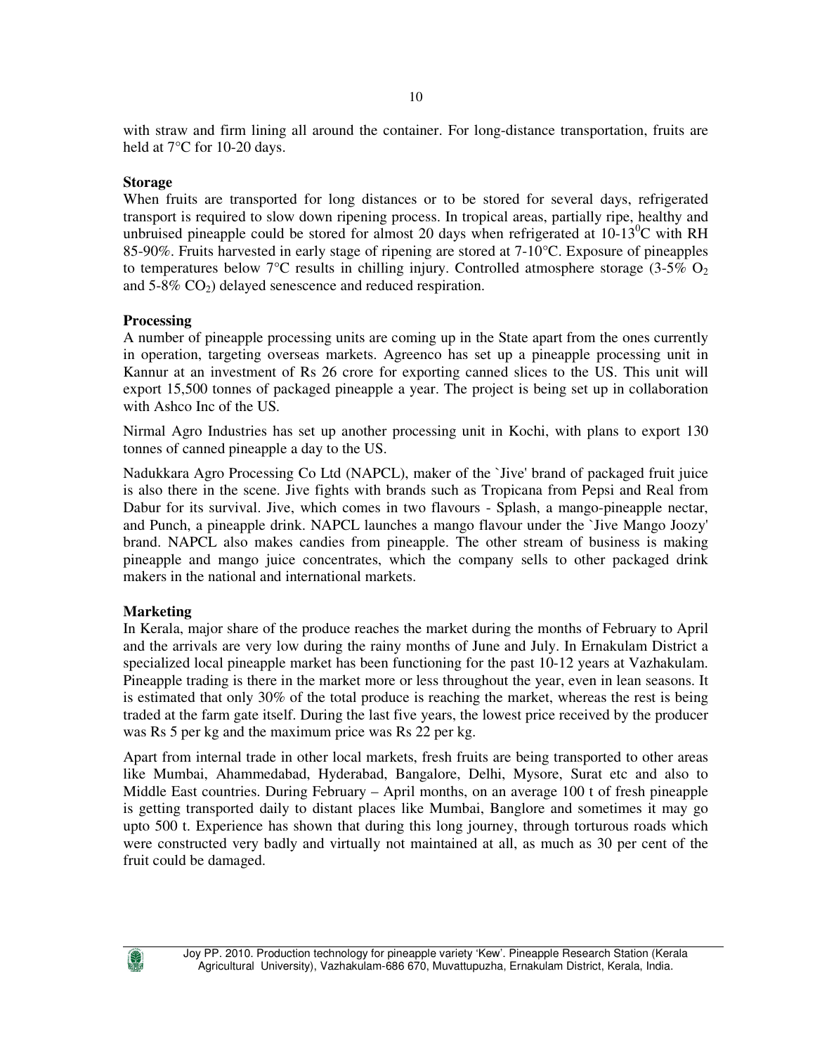with straw and firm lining all around the container. For long-distance transportation, fruits are held at 7°C for 10-20 days.

**Storage**

When fruits are transported for long distances or to be stored for several days, refrigerated transport is required to slow down ripening process. In tropical areas, partially ripe, healthy and unbruised pineapple could be stored for almost 20 days when refrigerated at 10-13$^0$C with RH 85-90%. Fruits harvested in early stage of ripening are stored at 7-10°C. Exposure of pineapples to temperatures below 7°C results in chilling injury. Controlled atmosphere storage (3-5% $O_2$ and 5-8% $CO_2$) delayed senescence and reduced respiration.

**Processing**

A number of pineapple processing units are coming up in the State apart from the ones currently in operation, targeting overseas markets. Agreenco has set up a pineapple processing unit in Kannur at an investment of Rs 26 crore for exporting canned slices to the US. This unit will export 15,500 tonnes of packaged pineapple a year. The project is being set up in collaboration with Ashco Inc of the US.

Nirmal Agro Industries has set up another processing unit in Kochi, with plans to export 130 tonnes of canned pineapple a day to the US.

Nadukkara Agro Processing Co Ltd (NAPCL), maker of the `Jive' brand of packaged fruit juice is also there in the scene. Jive fights with brands such as Tropicana from Pepsi and Real from Dabur for its survival. Jive, which comes in two flavours - Splash, a mango-pineapple nectar, and Punch, a pineapple drink. NAPCL launches a mango flavour under the `Jive Mango Joozy' brand. NAPCL also makes candies from pineapple. The other stream of business is making pineapple and mango juice concentrates, which the company sells to other packaged drink makers in the national and international markets.

**Marketing**

In Kerala, major share of the produce reaches the market during the months of February to April and the arrivals are very low during the rainy months of June and July. In Ernakulam District a specialized local pineapple market has been functioning for the past 10-12 years at Vazhakulam. Pineapple trading is there in the market more or less throughout the year, even in lean seasons. It is estimated that only 30% of the total produce is reaching the market, whereas the rest is being traded at the farm gate itself. During the last five years, the lowest price received by the producer was Rs 5 per kg and the maximum price was Rs 22 per kg.

Apart from internal trade in other local markets, fresh fruits are being transported to other areas like Mumbai, Ahammedabad, Hyderabad, Bangalore, Delhi, Mysore, Surat etc and also to Middle East countries. During February – April months, on an average 100 t of fresh pineapple is getting transported daily to distant places like Mumbai, Banglore and sometimes it may go upto 500 t. Experience has shown that during this long journey, through torturous roads which were constructed very badly and virtually not maintained at all, as much as 30 per cent of the fruit could be damaged.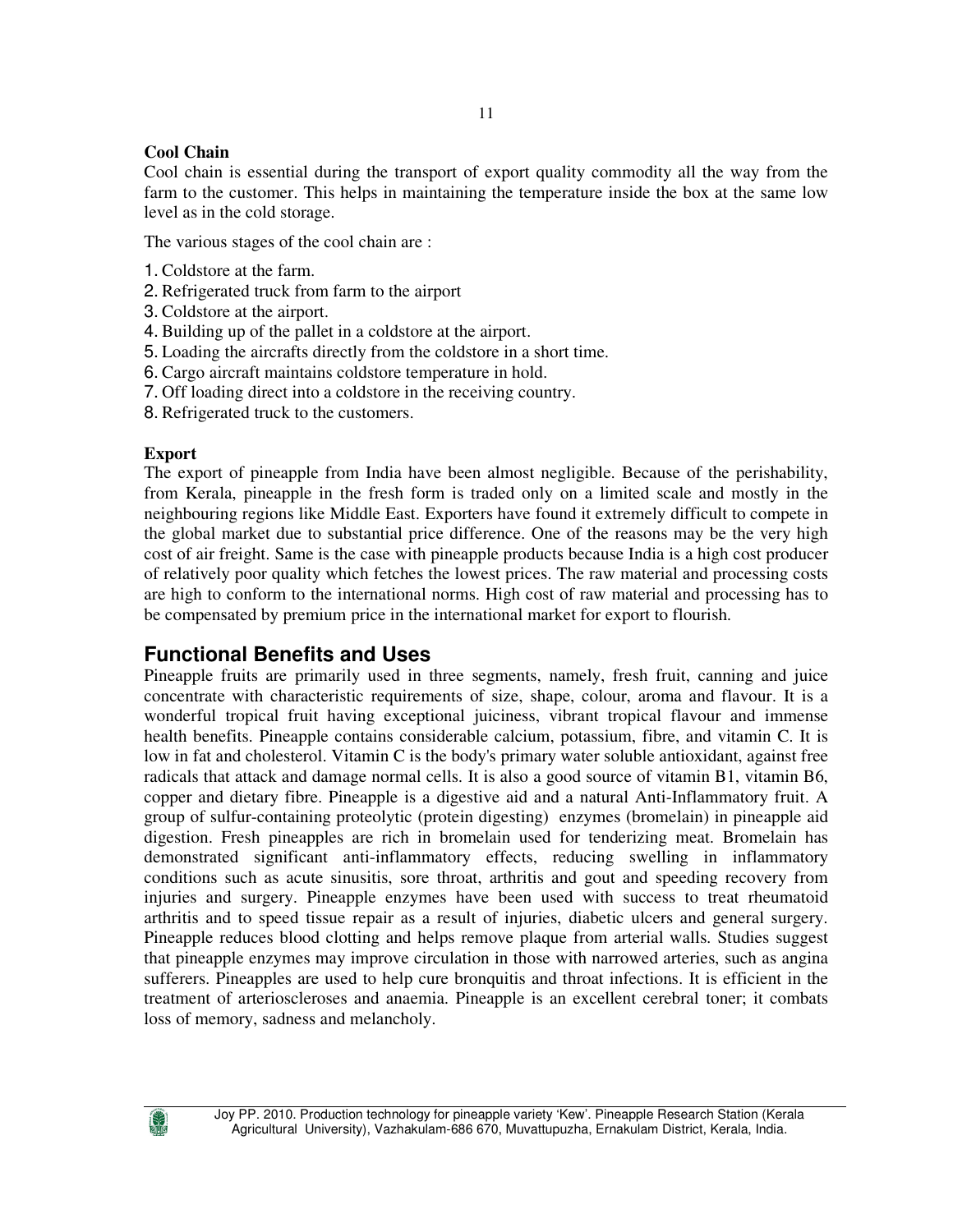**Cool Chain**

Cool chain is essential during the transport of export quality commodity all the way from the farm to the customer. This helps in maintaining the temperature inside the box at the same low level as in the cold storage.

The various stages of the cool chain are :

1. Coldstore at the farm.
2. Refrigerated truck from farm to the airport
3. Coldstore at the airport.
4. Building up of the pallet in a coldstore at the airport.
5. Loading the aircrafts directly from the coldstore in a short time.
6. Cargo aircraft maintains coldstore temperature in hold.
7. Off loading direct into a coldstore in the receiving country.
8. Refrigerated truck to the customers.

**Export**

The export of pineapple from India have been almost negligible. Because of the perishability, from Kerala, pineapple in the fresh form is traded only on a limited scale and mostly in the neighbouring regions like Middle East. Exporters have found it extremely difficult to compete in the global market due to substantial price difference. One of the reasons may be the very high cost of air freight. Same is the case with pineapple products because India is a high cost producer of relatively poor quality which fetches the lowest prices. The raw material and processing costs are high to conform to the international norms. High cost of raw material and processing has to be compensated by premium price in the international market for export to flourish.

## Functional Benefits and Uses

Pineapple fruits are primarily used in three segments, namely, fresh fruit, canning and juice concentrate with characteristic requirements of size, shape, colour, aroma and flavour. It is a wonderful tropical fruit having exceptional juiciness, vibrant tropical flavour and immense health benefits. Pineapple contains considerable calcium, potassium, fibre, and vitamin C. It is low in fat and cholesterol. Vitamin C is the body's primary water soluble antioxidant, against free radicals that attack and damage normal cells. It is also a good source of vitamin B1, vitamin B6, copper and dietary fibre. Pineapple is a digestive aid and a natural Anti-Inflammatory fruit. A group of sulfur-containing proteolytic (protein digesting) enzymes (bromelain) in pineapple aid digestion. Fresh pineapples are rich in bromelain used for tenderizing meat. Bromelain has demonstrated significant anti-inflammatory effects, reducing swelling in inflammatory conditions such as acute sinusitis, sore throat, arthritis and gout and speeding recovery from injuries and surgery. Pineapple enzymes have been used with success to treat rheumatoid arthritis and to speed tissue repair as a result of injuries, diabetic ulcers and general surgery. Pineapple reduces blood clotting and helps remove plaque from arterial walls. Studies suggest that pineapple enzymes may improve circulation in those with narrowed arteries, such as angina sufferers. Pineapples are used to help cure bronquitis and throat infections. It is efficient in the treatment of arterioscleroses and anaemia. Pineapple is an excellent cerebral toner; it combats loss of memory, sadness and melancholy.